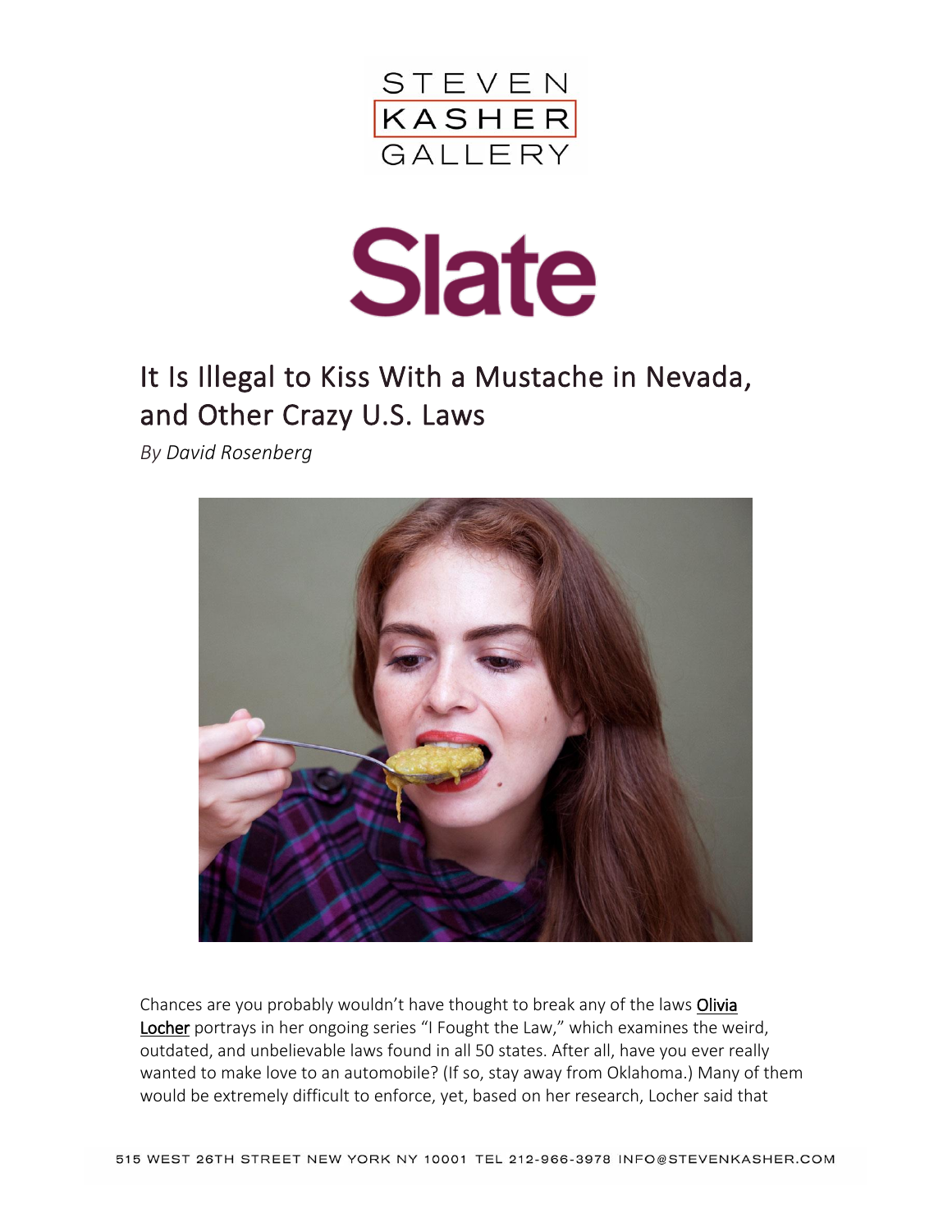STEVEN KASHER GALLERY

Slate

# It Is Illegal to Kiss With a Mustache in Nevada, and Other Crazy U.S. Laws

*By David Rosenberg*

Chances are you probably wouldn't have thought to break any of the laws Olivia Locher portrays in her ongoing series "I Fought the Law," which examines the weird, outdated, and unbelievable laws found in all 50 states. After all, have you ever really wanted to make love to an automobile? (If so, stay away from Oklahoma.) Many of them would be extremely difficult to enforce, yet, based on her research, Locher said that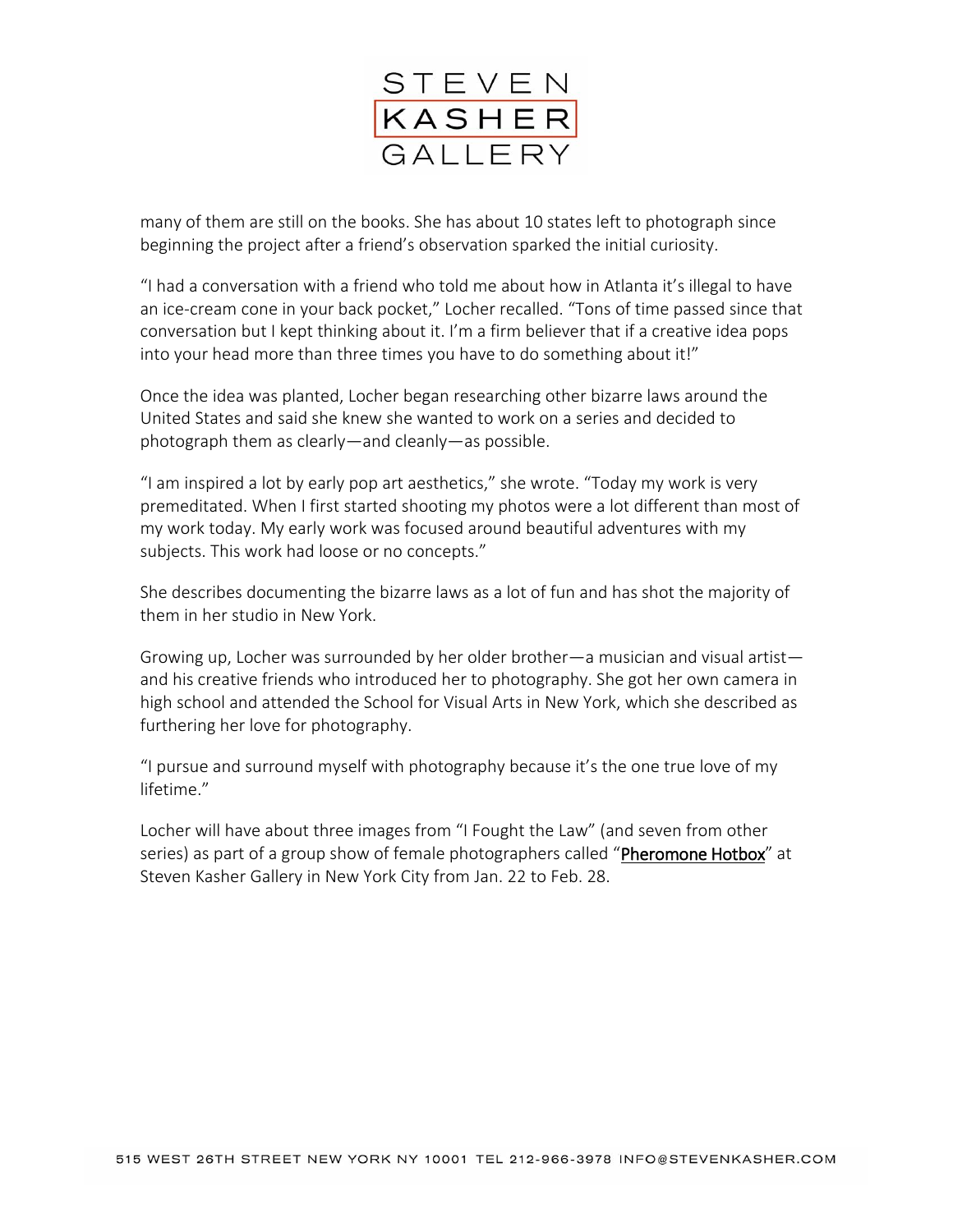many of them are still on the books. She has about 10 states left to photograph since beginning the project after a friend's observation sparked the initial curiosity.

"I had a conversation with a friend who told me about how in Atlanta it's illegal to have an ice-cream cone in your back pocket," Locher recalled. "Tons of time passed since that conversation but I kept thinking about it. I'm a firm believer that if a creative idea pops into your head more than three times you have to do something about it!"

Once the idea was planted, Locher began researching other bizarre laws around the United States and said she knew she wanted to work on a series and decided to photograph them as clearly—and cleanly—as possible.

"I am inspired a lot by early pop art aesthetics," she wrote. "Today my work is very premeditated. When I first started shooting my photos were a lot different than most of my work today. My early work was focused around beautiful adventures with my subjects. This work had loose or no concepts."

She describes documenting the bizarre laws as a lot of fun and has shot the majority of them in her studio in New York.

Growing up, Locher was surrounded by her older brother—a musician and visual artist—and his creative friends who introduced her to photography. She got her own camera in high school and attended the School for Visual Arts in New York, which she described as furthering her love for photography.

"I pursue and surround myself with photography because it's the one true love of my lifetime."

Locher will have about three images from "I Fought the Law" (and seven from other series) as part of a group show of female photographers called "Pheromone Hotbox" at Steven Kasher Gallery in New York City from Jan. 22 to Feb. 28.